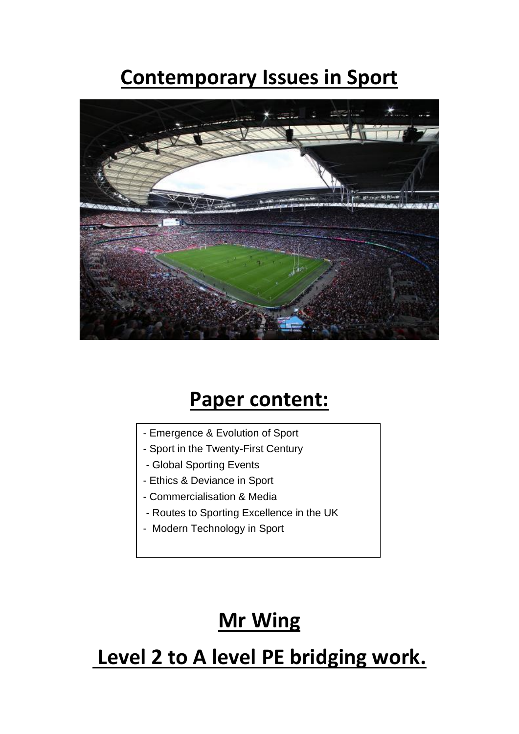# Contemporary Issues in Sport

## Paper content:

- Emergence & Evolution of Sport
- Sport in the Twenty-First Century
- Global Sporting Events
- Ethics & Deviance in Sport
- Commercialisation & Media
- Routes to Sporting Excellence in the UK
- Modern Technology in Sport

## Mr Wing

## Level 2 to A level PE bridging work.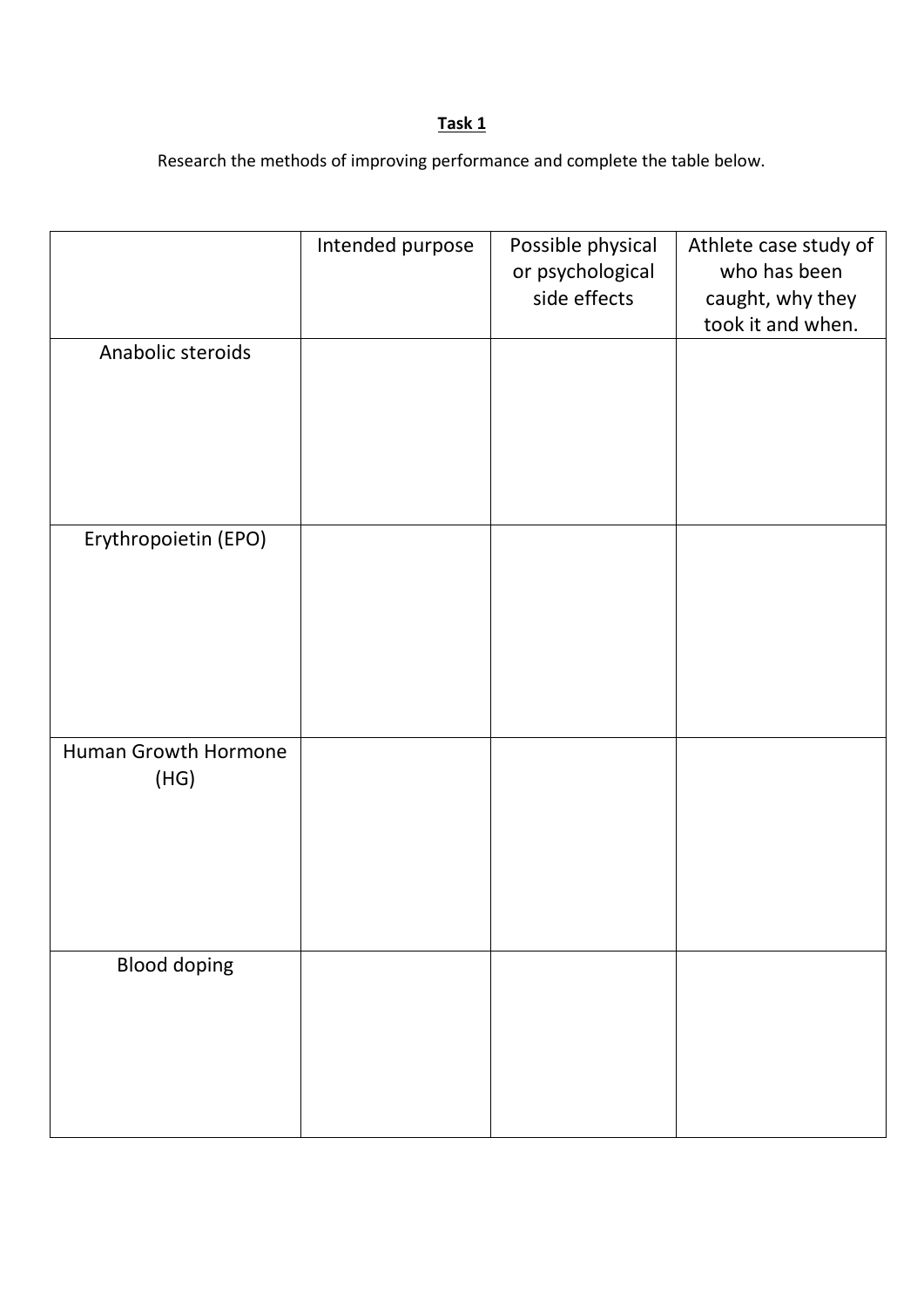**Task 1**

Research the methods of improving performance and complete the table below.

| | Intended purpose | Possible physical or psychological side effects | Athlete case study of who has been caught, why they took it and when. |
|---|---|---|---|
| Anabolic steroids | | | |
| Erythropoietin (EPO) | | | |
| Human Growth Hormone (HG) | | | |
| Blood doping | | | |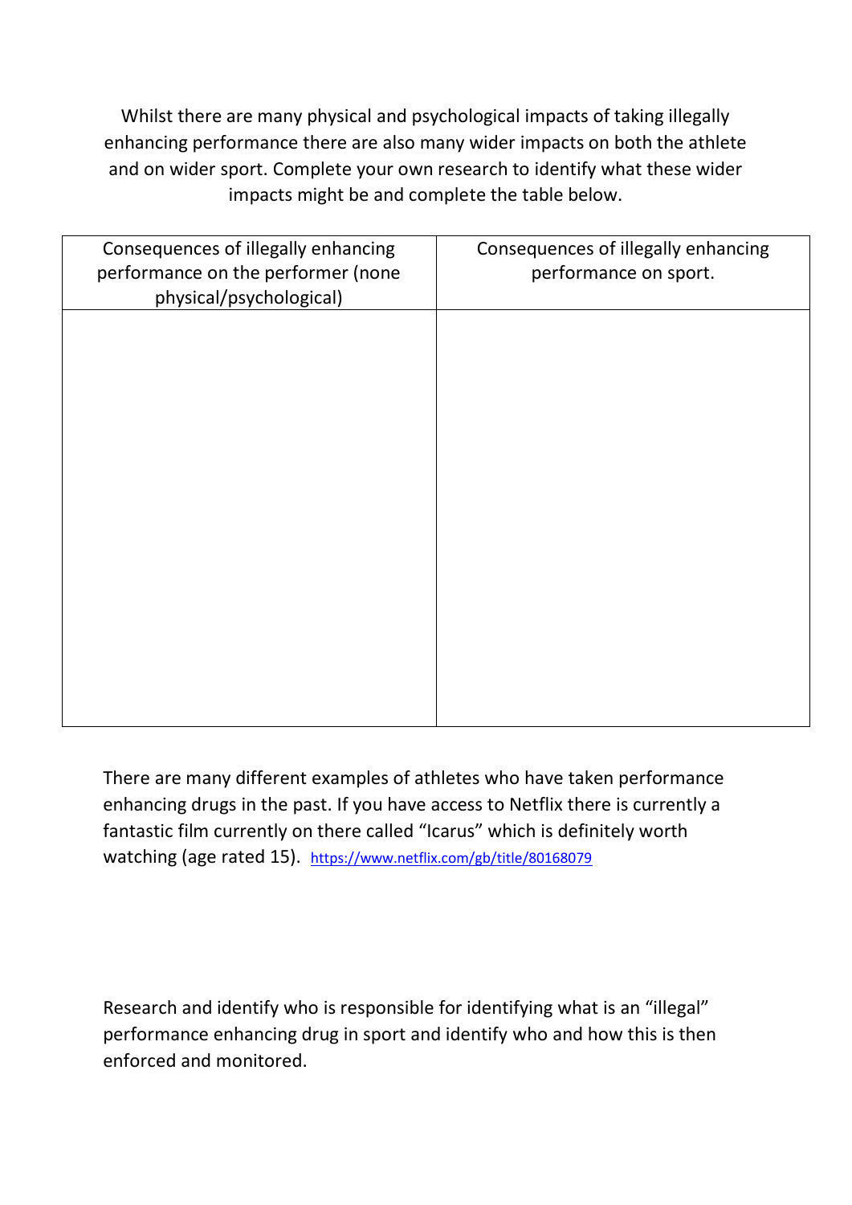Whilst there are many physical and psychological impacts of taking illegally enhancing performance there are also many wider impacts on both the athlete and on wider sport. Complete your own research to identify what these wider impacts might be and complete the table below.

| Consequences of illegally enhancing performance on the performer (none physical/psychological) | Consequences of illegally enhancing performance on sport. |
| --- | --- |
| | |

There are many different examples of athletes who have taken performance enhancing drugs in the past. If you have access to Netflix there is currently a fantastic film currently on there called "Icarus" which is definitely worth watching (age rated 15). [https://www.netflix.com/gb/title/80168079](https://www.netflix.com/gb/title/80168079)

Research and identify who is responsible for identifying what is an "illegal" performance enhancing drug in sport and identify who and how this is then enforced and monitored.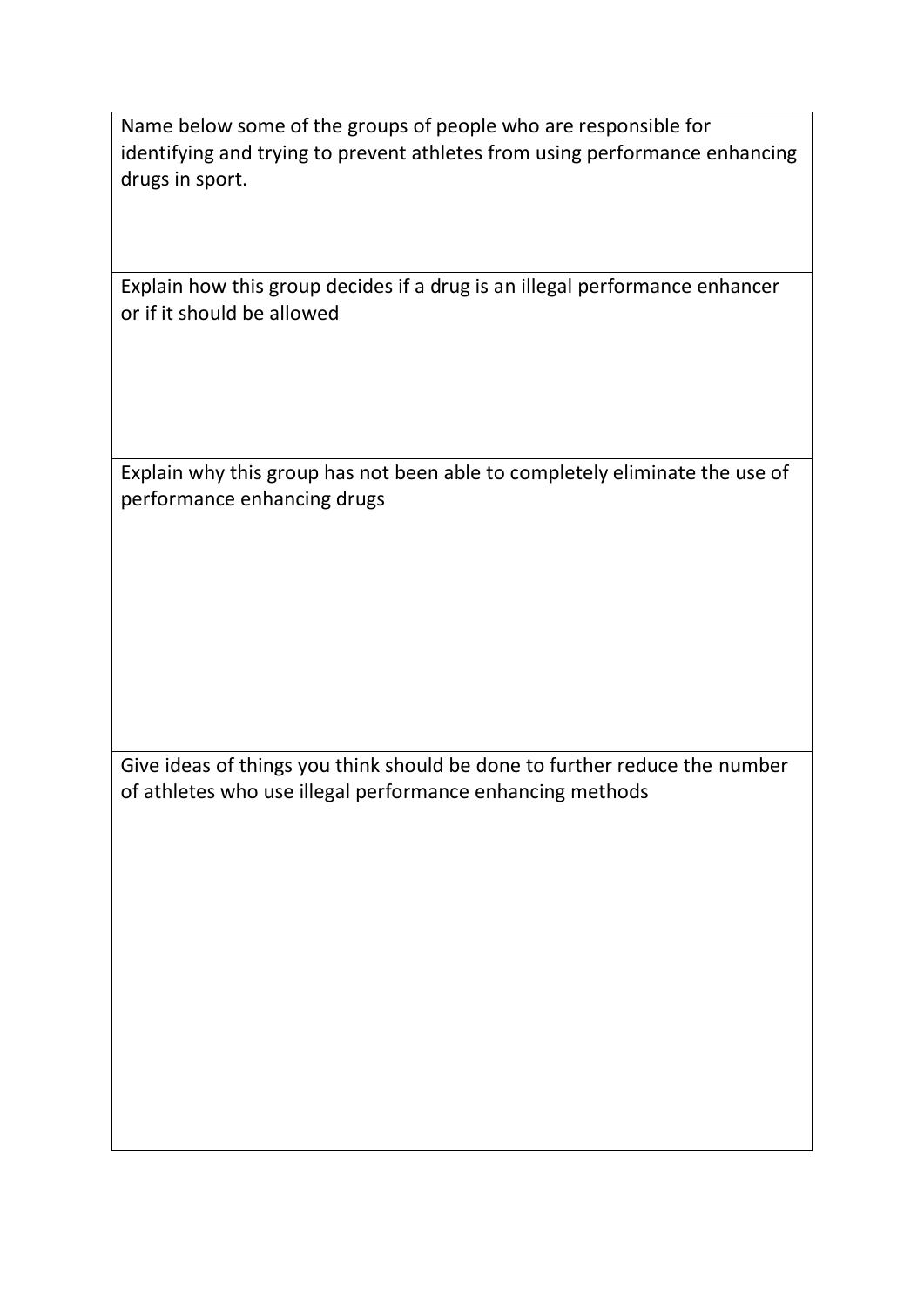Name below some of the groups of people who are responsible for identifying and trying to prevent athletes from using performance enhancing drugs in sport.

Explain how this group decides if a drug is an illegal performance enhancer or if it should be allowed

Explain why this group has not been able to completely eliminate the use of performance enhancing drugs

Give ideas of things you think should be done to further reduce the number of athletes who use illegal performance enhancing methods